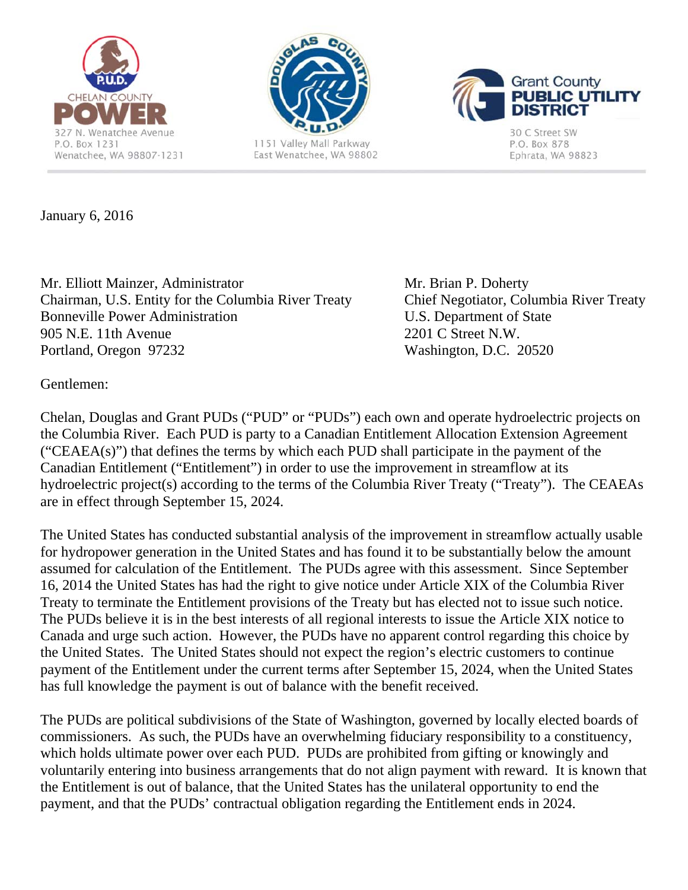CHELAN COUNTY POWER
327 N. Wenatchee Avenue
P.O. Box 1231
Wenatchee, WA 98807-1231

DOUGLAS COUNTY P.U.D.
1151 Valley Mall Parkway
East Wenatchee, WA 98802

Grant County PUBLIC UTILITY DISTRICT
30 C Street SW
P.O. Box 878
Ephrata, WA 98823

---

January 6, 2016

Mr. Elliott Mainzer, Administrator
Chairman, U.S. Entity for the Columbia River Treaty
Bonneville Power Administration
905 N.E. 11th Avenue
Portland, Oregon 97232

Mr. Brian P. Doherty
Chief Negotiator, Columbia River Treaty
U.S. Department of State
2201 C Street N.W.
Washington, D.C. 20520

Gentlemen:

Chelan, Douglas and Grant PUDs ("PUD" or "PUDs") each own and operate hydroelectric projects on the Columbia River. Each PUD is party to a Canadian Entitlement Allocation Extension Agreement ("CEAEA(s)") that defines the terms by which each PUD shall participate in the payment of the Canadian Entitlement ("Entitlement") in order to use the improvement in streamflow at its hydroelectric project(s) according to the terms of the Columbia River Treaty ("Treaty"). The CEAEAs are in effect through September 15, 2024.

The United States has conducted substantial analysis of the improvement in streamflow actually usable for hydropower generation in the United States and has found it to be substantially below the amount assumed for calculation of the Entitlement. The PUDs agree with this assessment. Since September 16, 2014 the United States has had the right to give notice under Article XIX of the Columbia River Treaty to terminate the Entitlement provisions of the Treaty but has elected not to issue such notice. The PUDs believe it is in the best interests of all regional interests to issue the Article XIX notice to Canada and urge such action. However, the PUDs have no apparent control regarding this choice by the United States. The United States should not expect the region's electric customers to continue payment of the Entitlement under the current terms after September 15, 2024, when the United States has full knowledge the payment is out of balance with the benefit received.

The PUDs are political subdivisions of the State of Washington, governed by locally elected boards of commissioners. As such, the PUDs have an overwhelming fiduciary responsibility to a constituency, which holds ultimate power over each PUD. PUDs are prohibited from gifting or knowingly and voluntarily entering into business arrangements that do not align payment with reward. It is known that the Entitlement is out of balance, that the United States has the unilateral opportunity to end the payment, and that the PUDs' contractual obligation regarding the Entitlement ends in 2024.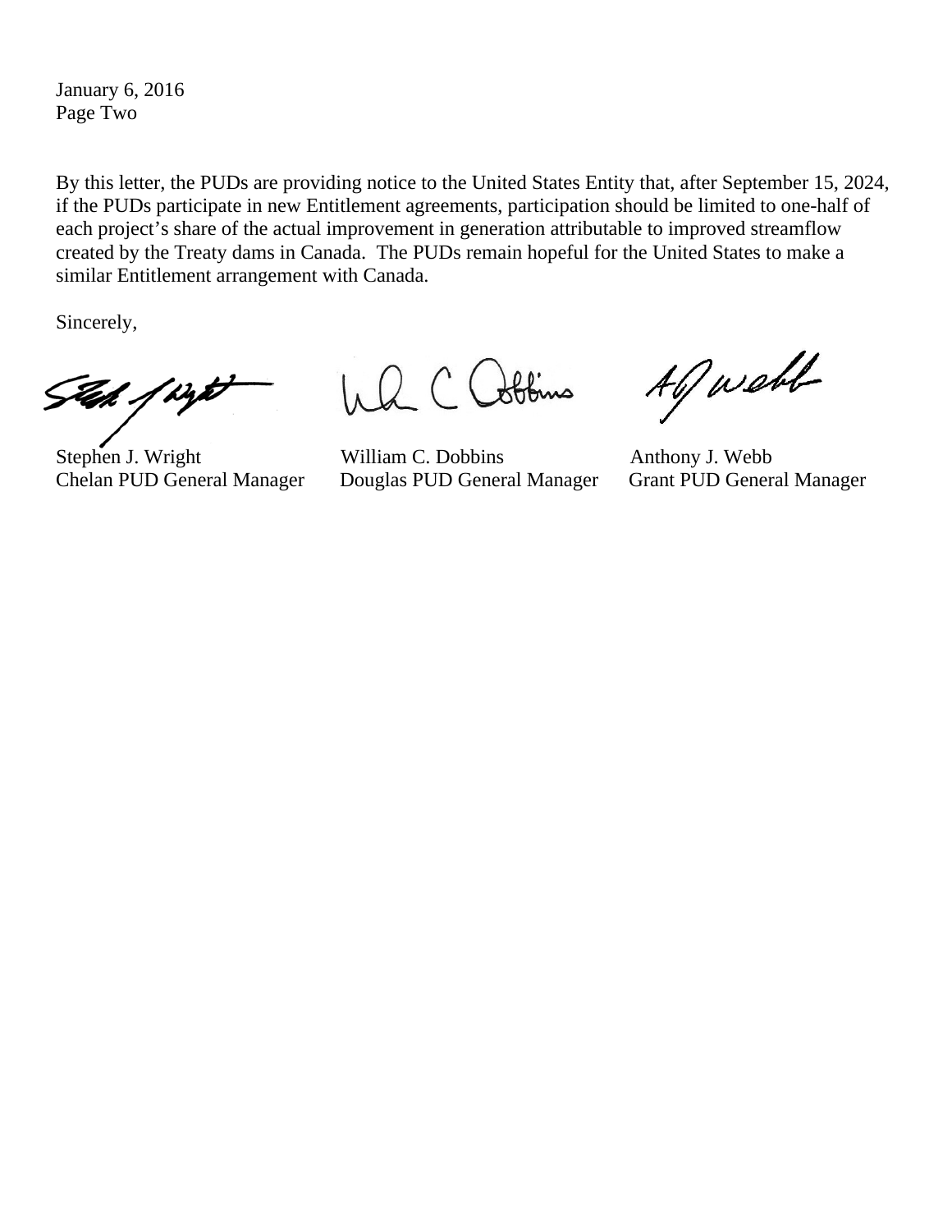By this letter, the PUDs are providing notice to the United States Entity that, after September 15, 2024, if the PUDs participate in new Entitlement agreements, participation should be limited to one-half of each project's share of the actual improvement in generation attributable to improved streamflow created by the Treaty dams in Canada. The PUDs remain hopeful for the United States to make a similar Entitlement arrangement with Canada.

Sincerely,

| | | |
|---|---|---|
| Stephen J. Wright | William C. Dobbins | Anthony J. Webb |
| Chelan PUD General Manager | Douglas PUD General Manager | Grant PUD General Manager |